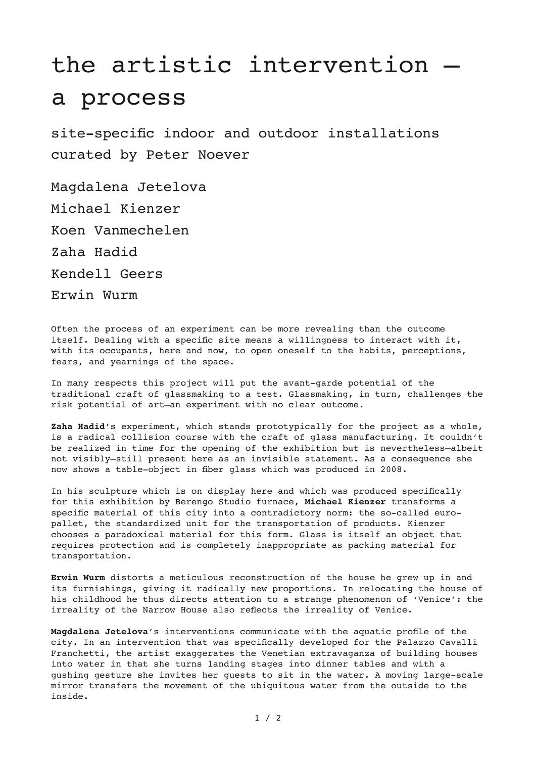# the artistic intervention — a process

## site-specific indoor and outdoor installations curated by Peter Noever

Magdalena Jetelova

Michael Kienzer

Koen Vanmechelen

Zaha Hadid

Kendell Geers

Erwin Wurm

Often the process of an experiment can be more revealing than the outcome itself. Dealing with a specific site means a willingness to interact with it, with its occupants, here and now, to open oneself to the habits, perceptions, fears, and yearnings of the space.

In many respects this project will put the avant-garde potential of the traditional craft of glassmaking to a test. Glassmaking, in turn, challenges the risk potential of art—an experiment with no clear outcome.

**Zaha Hadid**'s experiment, which stands prototypically for the project as a whole, is a radical collision course with the craft of glass manufacturing. It couldn't be realized in time for the opening of the exhibition but is nevertheless—albeit not visibly—still present here as an invisible statement. As a consequence she now shows a table-object in fiber glass which was produced in 2008.

In his sculpture which is on display here and which was produced specifically for this exhibition by Berengo Studio furnace, **Michael Kienzer** transforms a specific material of this city into a contradictory norm: the so-called euro-pallet, the standardized unit for the transportation of products. Kienzer chooses a paradoxical material for this form. Glass is itself an object that requires protection and is completely inappropriate as packing material for transportation.

**Erwin Wurm** distorts a meticulous reconstruction of the house he grew up in and its furnishings, giving it radically new proportions. In relocating the house of his childhood he thus directs attention to a strange phenomenon of 'Venice': the irreality of the Narrow House also reflects the irreality of Venice.

**Magdalena Jetelova**'s interventions communicate with the aquatic profile of the city. In an intervention that was specifically developed for the Palazzo Cavalli Franchetti, the artist exaggerates the Venetian extravaganza of building houses into water in that she turns landing stages into dinner tables and with a gushing gesture she invites her guests to sit in the water. A moving large-scale mirror transfers the movement of the ubiquitous water from the outside to the inside.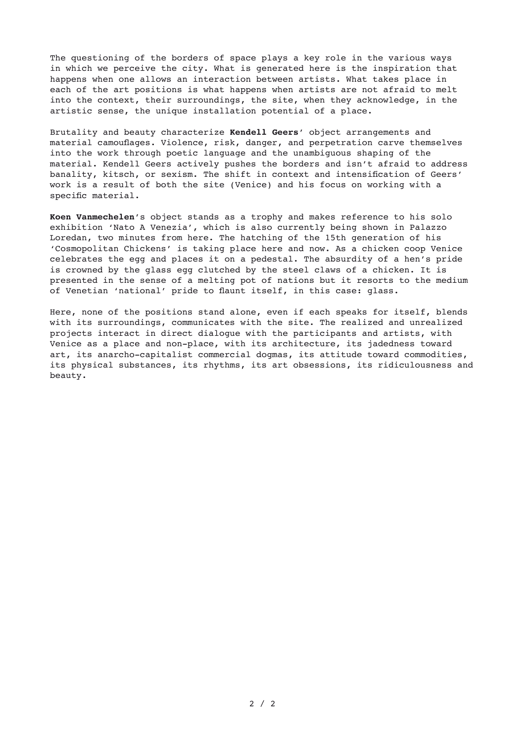The questioning of the borders of space plays a key role in the various ways in which we perceive the city. What is generated here is the inspiration that happens when one allows an interaction between artists. What takes place in each of the art positions is what happens when artists are not afraid to melt into the context, their surroundings, the site, when they acknowledge, in the artistic sense, the unique installation potential of a place.

Brutality and beauty characterize **Kendell Geers**' object arrangements and material camouflages. Violence, risk, danger, and perpetration carve themselves into the work through poetic language and the unambiguous shaping of the material. Kendell Geers actively pushes the borders and isn't afraid to address banality, kitsch, or sexism. The shift in context and intensification of Geers' work is a result of both the site (Venice) and his focus on working with a specific material.

**Koen Vanmechelen**'s object stands as a trophy and makes reference to his solo exhibition 'Nato A Venezia', which is also currently being shown in Palazzo Loredan, two minutes from here. The hatching of the 15th generation of his 'Cosmopolitan Chickens' is taking place here and now. As a chicken coop Venice celebrates the egg and places it on a pedestal. The absurdity of a hen's pride is crowned by the glass egg clutched by the steel claws of a chicken. It is presented in the sense of a melting pot of nations but it resorts to the medium of Venetian 'national' pride to flaunt itself, in this case: glass.

Here, none of the positions stand alone, even if each speaks for itself, blends with its surroundings, communicates with the site. The realized and unrealized projects interact in direct dialogue with the participants and artists, with Venice as a place and non-place, with its architecture, its jadedness toward art, its anarcho-capitalist commercial dogmas, its attitude toward commodities, its physical substances, its rhythms, its art obsessions, its ridiculousness and beauty.